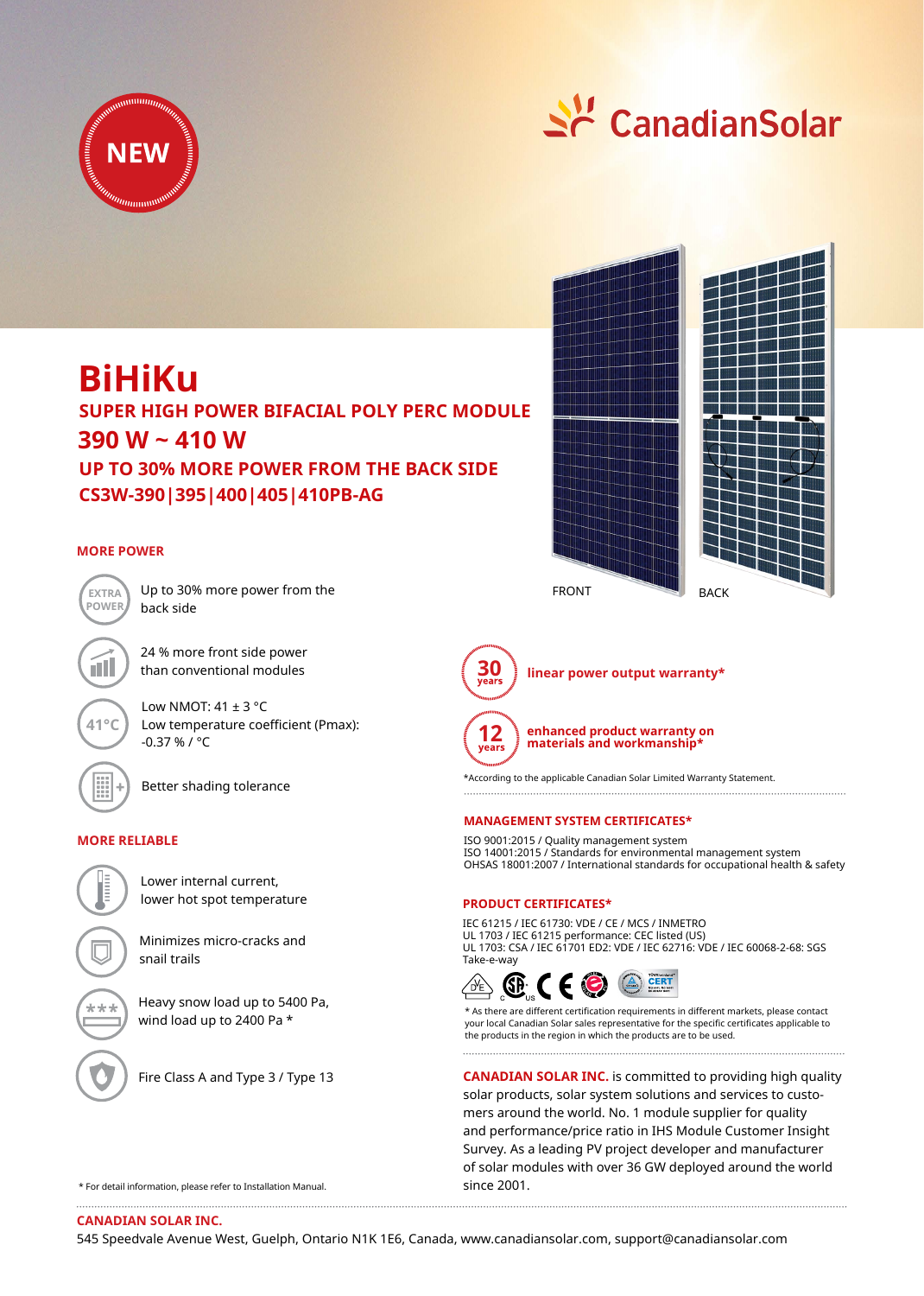NEW

CanadianSolar

# BiHiKu

## SUPER HIGH POWER BIFACIAL POLY PERC MODULE

## 390 W ~ 410 W

## UP TO 30% MORE POWER FROM THE BACK SIDE

## CS3W-390|395|400|405|410PB-AG

FRONT BACK

### MORE POWER

- Up to 30% more power from the back side
- 24 % more front side power than conventional modules
- Low NMOT: 41 ± 3 °C
  Low temperature coefficient (Pmax): -0.37 % / °C
- Better shading tolerance

### MORE RELIABLE

- Lower internal current, lower hot spot temperature
- Minimizes micro-cracks and snail trails
- Heavy snow load up to 5400 Pa, wind load up to 2400 Pa *
- Fire Class A and Type 3 / Type 13

* For detail information, please refer to Installation Manual.

**30 years** linear power output warranty*

**12 years** enhanced product warranty on materials and workmanship*

*According to the applicable Canadian Solar Limited Warranty Statement.

### MANAGEMENT SYSTEM CERTIFICATES*

ISO 9001:2015 / Quality management system
ISO 14001:2015 / Standards for environmental management system
OHSAS 18001:2007 / International standards for occupational health & safety

### PRODUCT CERTIFICATES*

IEC 61215 / IEC 61730: VDE / CE / MCS / INMETRO
UL 1703 / IEC 61215 performance: CEC listed (US)
UL 1703: CSA / IEC 61701 ED2: VDE / IEC 62716: VDE / IEC 60068-2-68: SGS
Take-e-way

* As there are different certification requirements in different markets, please contact your local Canadian Solar sales representative for the specific certificates applicable to the products in the region in which the products are to be used.

**CANADIAN SOLAR INC.** is committed to providing high quality solar products, solar system solutions and services to customers around the world. No. 1 module supplier for quality and performance/price ratio in IHS Module Customer Insight Survey. As a leading PV project developer and manufacturer of solar modules with over 36 GW deployed around the world since 2001.

**CANADIAN SOLAR INC.**
545 Speedvale Avenue West, Guelph, Ontario N1K 1E6, Canada, www.canadiansolar.com, support@canadiansolar.com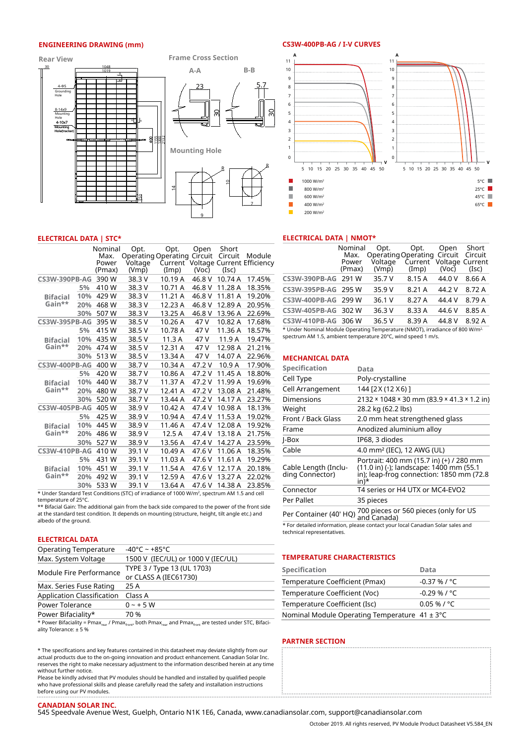## ENGINEERING DRAWING (mm)

Rear View

30
1048
1019
4-Φ5 Grounding Hole
8-14x9 Mounting Hole
4-10x7 Mounting Hole(tracker)
400
1155
1300
2132
150

Frame Cross Section

A-A
23
30

B-B
5.7
30

Mounting Hole

R
14
9
R
10
7

## CS3W-400PB-AG / I-V CURVES

A
11
10
9
8
7
6
5
4
3
2
1
0
5 10 15 20 25 30 35 40 45 50
V

1000 W/m²
800 W/m²
600 W/m²
400 W/m²
200 W/m²

A
11
10
9
8
7
6
5
4
3
2
1
0
5 10 15 20 25 30 35 40 45 50
V

5°C
25°C
45°C
65°C

## ELECTRICAL DATA | STC*

| | | Nominal Max. Power (Pmax) | Opt. Operating Voltage (Vmp) | Opt. Operating Current (Imp) | Open Circuit Voltage (Voc) | Short Circuit Current (Isc) | Module Efficiency |
|---|---|---|---|---|---|---|---|
| CS3W-390PB-AG | | 390 W | 38.3 V | 10.19 A | 46.8 V | 10.74 A | 17.45% |
| Bifacial Gain** | 5% | 410 W | 38.3 V | 10.71 A | 46.8 V | 11.28 A | 18.35% |
| | 10% | 429 W | 38.3 V | 11.21 A | 46.8 V | 11.81 A | 19.20% |
| | 20% | 468 W | 38.3 V | 12.23 A | 46.8 V | 12.89 A | 20.95% |
| | 30% | 507 W | 38.3 V | 13.25 A | 46.8 V | 13.96 A | 22.69% |
| CS3W-395PB-AG | | 395 W | 38.5 V | 10.26 A | 47 V | 10.82 A | 17.68% |
| Bifacial Gain** | 5% | 415 W | 38.5 V | 10.78 A | 47 V | 11.36 A | 18.57% |
| | 10% | 435 W | 38.5 V | 11.3 A | 47 V | 11.9 A | 19.47% |
| | 20% | 474 W | 38.5 V | 12.31 A | 47 V | 12.98 A | 21.21% |
| | 30% | 513 W | 38.5 V | 13.34 A | 47 V | 14.07 A | 22.96% |
| CS3W-400PB-AG | | 400 W | 38.7 V | 10.34 A | 47.2 V | 10.9 A | 17.90% |
| Bifacial Gain** | 5% | 420 W | 38.7 V | 10.86 A | 47.2 V | 11.45 A | 18.80% |
| | 10% | 440 W | 38.7 V | 11.37 A | 47.2 V | 11.99 A | 19.69% |
| | 20% | 480 W | 38.7 V | 12.41 A | 47.2 V | 13.08 A | 21.48% |
| | 30% | 520 W | 38.7 V | 13.44 A | 47.2 V | 14.17 A | 23.27% |
| CS3W-405PB-AG | | 405 W | 38.9 V | 10.42 A | 47.4 V | 10.98 A | 18.13% |
| Bifacial Gain** | 5% | 425 W | 38.9 V | 10.94 A | 47.4 V | 11.53 A | 19.02% |
| | 10% | 445 W | 38.9 V | 11.46 A | 47.4 V | 12.08 A | 19.92% |
| | 20% | 486 W | 38.9 V | 12.5 A | 47.4 V | 13.18 A | 21.75% |
| | 30% | 527 W | 38.9 V | 13.56 A | 47.4 V | 14.27 A | 23.59% |
| CS3W-410PB-AG | | 410 W | 39.1 V | 10.49 A | 47.6 V | 11.06 A | 18.35% |
| Bifacial Gain** | 5% | 431 W | 39.1 V | 11.03 A | 47.6 V | 11.61 A | 19.29% |
| | 10% | 451 W | 39.1 V | 11.54 A | 47.6 V | 12.17 A | 20.18% |
| | 20% | 492 W | 39.1 V | 12.59 A | 47.6 V | 13.27 A | 22.02% |
| | 30% | 533 W | 39.1 V | 13.64 A | 47.6 V | 14.38 A | 23.85% |

\* Under Standard Test Conditions (STC) of irradiance of 1000 W/m², spectrum AM 1.5 and cell temperature of 25°C.

** Bifacial Gain: The additional gain from the back side compared to the power of the front side at the standard test condition. It depends on mounting (structure, height, tilt angle etc.) and albedo of the ground.

## ELECTRICAL DATA

| | |
|---|---|
| Operating Temperature | -40°C ~ +85°C |
| Max. System Voltage | 1500 V (IEC/UL) or 1000 V (IEC/UL) |
| Module Fire Performance | TYPE 3 / Type 13 (UL 1703) or CLASS A (IEC61730) |
| Max. Series Fuse Rating | 25 A |
| Application Classification | Class A |
| Power Tolerance | 0 ~ + 5 W |
| Power Bifaciality* | 70 % |

\* Power Bifaciality = $Pmax_{rear}$ / $Pmax_{front}$, both $Pmax_{rear}$ and $Pmax_{front}$ are tested under STC, Bifaciality Tolerance: ± 5 %

\* The specifications and key features contained in this datasheet may deviate slightly from our actual products due to the on-going innovation and product enhancement. Canadian Solar Inc. reserves the right to make necessary adjustment to the information described herein at any time without further notice.
Please be kindly advised that PV modules should be handled and installed by qualified people who have professional skills and please carefully read the safety and installation instructions before using our PV modules.

## ELECTRICAL DATA | NMOT*

| | Nominal Max. Power (Pmax) | Opt. Operating Voltage (Vmp) | Opt. Operating Current (Imp) | Open Circuit Voltage (Voc) | Short Circuit Current (Isc) |
|---|---|---|---|---|---|
| CS3W-390PB-AG | 291 W | 35.7 V | 8.15 A | 44.0 V | 8.66 A |
| CS3W-395PB-AG | 295 W | 35.9 V | 8.21 A | 44.2 V | 8.72 A |
| CS3W-400PB-AG | 299 W | 36.1 V | 8.27 A | 44.4 V | 8.79 A |
| CS3W-405PB-AG | 302 W | 36.3 V | 8.33 A | 44.6 V | 8.85 A |
| CS3W-410PB-AG | 306 W | 36.5 V | 8.39 A | 44.8 V | 8.92 A |

\* Under Nominal Module Operating Temperature (NMOT), irradiance of 800 W/m², spectrum AM 1.5, ambient temperature 20°C, wind speed 1 m/s.

## MECHANICAL DATA

| Specification | Data |
|---|---|
| Cell Type | Poly-crystalline |
| Cell Arrangement | 144 [2X (12 X6) ] |
| Dimensions | 2132 × 1048 × 30 mm (83.9 × 41.3 × 1.2 in) |
| Weight | 28.2 kg (62.2 lbs) |
| Front / Back Glass | 2.0 mm heat strengthened glass |
| Frame | Anodized aluminium alloy |
| J-Box | IP68, 3 diodes |
| Cable | 4.0 mm² (IEC), 12 AWG (UL) |
| Cable Length (Including Connector) | Portrait: 400 mm (15.7 in) (+) / 280 mm (11.0 in) (-); landscape: 1400 mm (55.1 in); leap-frog connection: 1850 mm (72.8 in)* |
| Connector | T4 series or H4 UTX or MC4-EVO2 |
| Per Pallet | 35 pieces |
| Per Container (40' HQ) | 700 pieces or 560 pieces (only for US and Canada) |

\* For detailed information, please contact your local Canadian Solar sales and technical representatives.

## TEMPERATURE CHARACTERISTICS

| Specification | Data |
|---|---|
| Temperature Coefficient (Pmax) | -0.37 % / °C |
| Temperature Coefficient (Voc) | -0.29 % / °C |
| Temperature Coefficient (Isc) | 0.05 % / °C |
| Nominal Module Operating Temperature | 41 ± 3°C |

## PARTNER SECTION

**CANADIAN SOLAR INC.**
545 Speedvale Avenue West, Guelph, Ontario N1K 1E6, Canada, www.canadiansolar.com, support@canadiansolar.com

October 2019. All rights reserved, PV Module Product Datasheet V5.584_EN